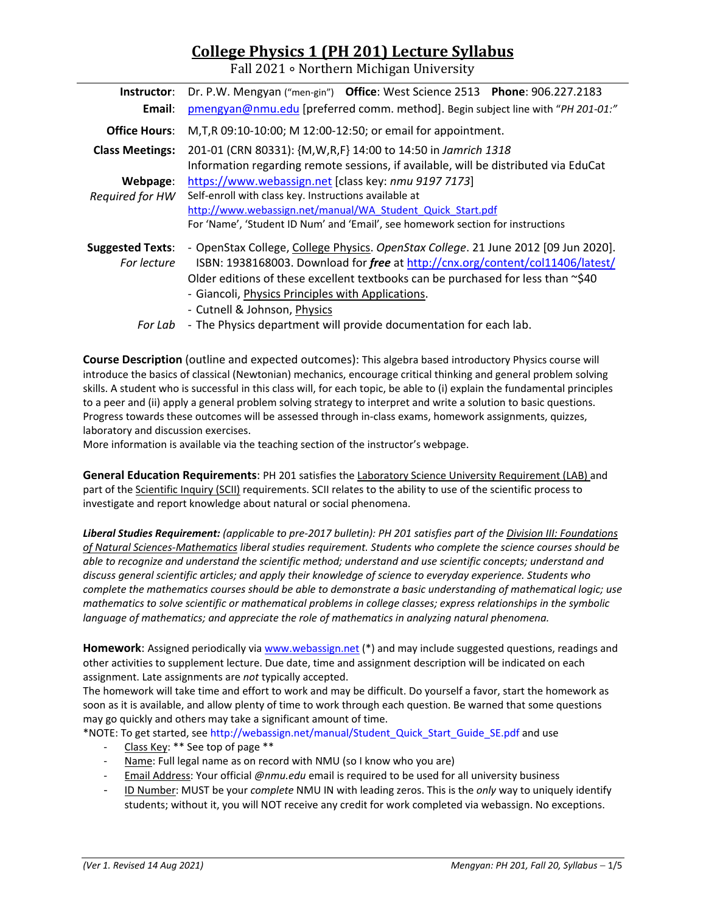# College Physics 1 (PH 201) Lecture Syllabus

Fall 2021 ∘ Northern Michigan University

| | |
|---|---|
| **Instructor**: | Dr. P.W. Mengyan ("men-gin") **Office**: West Science 2513 **Phone**: 906.227.2183 |
| **Email**: | pmengyan@nmu.edu [preferred comm. method]. Begin subject line with "*PH 201-01:*" |
| **Office Hours**: | M,T,R 09:10-10:00; M 12:00-12:50; or email for appointment. |
| **Class Meetings**: | 201-01 (CRN 80331): {M,W,R,F} 14:00 to 14:50 in *Jamrich 1318*<br>Information regarding remote sessions, if available, will be distributed via EduCat |
| **Webpage**:<br>*Required for HW* | https://www.webassign.net [class key: *nmu 9197 7173*]<br>Self-enroll with class key. Instructions available at<br>http://www.webassign.net/manual/WA_Student_Quick_Start.pdf<br>For 'Name', 'Student ID Num' and 'Email', see homework section for instructions |
| **Suggested Texts**:<br>*For lecture* | - OpenStax College, College Physics. *OpenStax College*. 21 June 2012 [09 Jun 2020]. ISBN: 1938168003. Download for ***free*** at http://cnx.org/content/col11406/latest/<br>Older editions of these excellent textbooks can be purchased for less than ~$40<br>- Giancoli, Physics Principles with Applications.<br>- Cutnell & Johnson, Physics |
| *For Lab* | - The Physics department will provide documentation for each lab. |

**Course Description** (outline and expected outcomes): This algebra based introductory Physics course will introduce the basics of classical (Newtonian) mechanics, encourage critical thinking and general problem solving skills. A student who is successful in this class will, for each topic, be able to (i) explain the fundamental principles to a peer and (ii) apply a general problem solving strategy to interpret and write a solution to basic questions. Progress towards these outcomes will be assessed through in-class exams, homework assignments, quizzes, laboratory and discussion exercises.
More information is available via the teaching section of the instructor's webpage.

**General Education Requirements**: PH 201 satisfies the Laboratory Science University Requirement (LAB) and part of the Scientific Inquiry (SCII) requirements. SCII relates to the ability to use of the scientific process to investigate and report knowledge about natural or social phenomena.

***Liberal Studies Requirement:*** *(applicable to pre-2017 bulletin): PH 201 satisfies part of the Division III: Foundations of Natural Sciences-Mathematics liberal studies requirement. Students who complete the science courses should be able to recognize and understand the scientific method; understand and use scientific concepts; understand and discuss general scientific articles; and apply their knowledge of science to everyday experience. Students who complete the mathematics courses should be able to demonstrate a basic understanding of mathematical logic; use mathematics to solve scientific or mathematical problems in college classes; express relationships in the symbolic language of mathematics; and appreciate the role of mathematics in analyzing natural phenomena.*

**Homework**: Assigned periodically via www.webassign.net (*) and may include suggested questions, readings and other activities to supplement lecture. Due date, time and assignment description will be indicated on each assignment. Late assignments are *not* typically accepted.
The homework will take time and effort to work and may be difficult. Do yourself a favor, start the homework as soon as it is available, and allow plenty of time to work through each question. Be warned that some questions may go quickly and others may take a significant amount of time.
*NOTE: To get started, see http://webassign.net/manual/Student_Quick_Start_Guide_SE.pdf and use

- Class Key: ** See top of page **
- Name: Full legal name as on record with NMU (so I know who you are)
- Email Address: Your official *@nmu.edu* email is required to be used for all university business
- ID Number: MUST be your *complete* NMU IN with leading zeros. This is the *only* way to uniquely identify students; without it, you will NOT receive any credit for work completed via webassign. No exceptions.

*(Ver 1. Revised 14 Aug 2021)*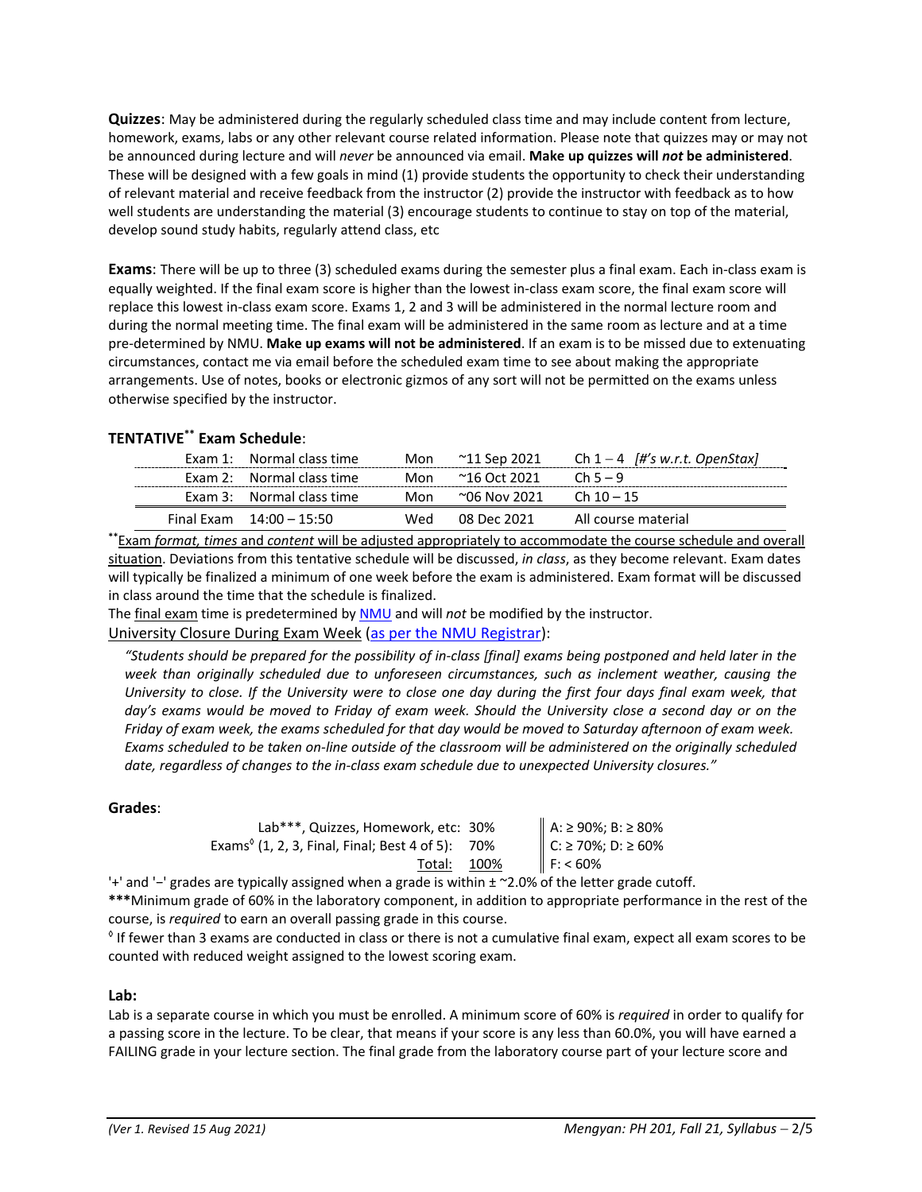**Quizzes**: May be administered during the regularly scheduled class time and may include content from lecture, homework, exams, labs or any other relevant course related information. Please note that quizzes may or may not be announced during lecture and will *never* be announced via email. **Make up quizzes will *not* be administered**. These will be designed with a few goals in mind (1) provide students the opportunity to check their understanding of relevant material and receive feedback from the instructor (2) provide the instructor with feedback as to how well students are understanding the material (3) encourage students to continue to stay on top of the material, develop sound study habits, regularly attend class, etc

**Exams**: There will be up to three (3) scheduled exams during the semester plus a final exam. Each in-class exam is equally weighted. If the final exam score is higher than the lowest in-class exam score, the final exam score will replace this lowest in-class exam score. Exams 1, 2 and 3 will be administered in the normal lecture room and during the normal meeting time. The final exam will be administered in the same room as lecture and at a time pre-determined by NMU. **Make up exams will not be administered**. If an exam is to be missed due to extenuating circumstances, contact me via email before the scheduled exam time to see about making the appropriate arrangements. Use of notes, books or electronic gizmos of any sort will not be permitted on the exams unless otherwise specified by the instructor.

**TENTATIVE**** **Exam Schedule**:

| | | | | |
|---|---|---|---|---|
| Exam 1: | Normal class time | Mon | ~11 Sep 2021 | Ch 1 – 4 *[#'s w.r.t. OpenStax]* |
| Exam 2: | Normal class time | Mon | ~16 Oct 2021 | Ch 5 – 9 |
| Exam 3: | Normal class time | Mon | ~06 Nov 2021 | Ch 10 – 15 |
| Final Exam | 14:00 – 15:50 | Wed | 08 Dec 2021 | All course material |

**<u>Exam *format, times* and *content* will be adjusted appropriately to accommodate the course schedule and overall situation</u>. Deviations from this tentative schedule will be discussed, *in class*, as they become relevant. Exam dates will typically be finalized a minimum of one week before the exam is administered. Exam format will be discussed in class around the time that the schedule is finalized.

The <u>final exam</u> time is predetermined by NMU and will *not* be modified by the instructor.

<u>University Closure During Exam Week</u> (as per the NMU Registrar):

> *"Students should be prepared for the possibility of in-class [final] exams being postponed and held later in the week than originally scheduled due to unforeseen circumstances, such as inclement weather, causing the University to close. If the University were to close one day during the first four days final exam week, that day's exams would be moved to Friday of exam week. Should the University close a second day or on the Friday of exam week, the exams scheduled for that day would be moved to Saturday afternoon of exam week. Exams scheduled to be taken on-line outside of the classroom will be administered on the originally scheduled date, regardless of changes to the in-class exam schedule due to unexpected University closures."*

**Grades**:

| | | |
|---|---|---|
| Lab***, Quizzes, Homework, etc: | 30% | A: ≥ 90%; B: ≥ 80% |
| Exams◊ (1, 2, 3, Final, Final; Best 4 of 5): | 70% | C: ≥ 70%; D: ≥ 60% |
| Total: | 100% | F: < 60% |

'+' and '–' grades are typically assigned when a grade is within ± ~2.0% of the letter grade cutoff.

*****Minimum grade of 60% in the laboratory component, in addition to appropriate performance in the rest of the course, is *required* to earn an overall passing grade in this course.

◊ If fewer than 3 exams are conducted in class or there is not a cumulative final exam, expect all exam scores to be counted with reduced weight assigned to the lowest scoring exam.

**Lab:**

Lab is a separate course in which you must be enrolled. A minimum score of 60% is *required* in order to qualify for a passing score in the lecture. To be clear, that means if your score is any less than 60.0%, you will have earned a FAILING grade in your lecture section. The final grade from the laboratory course part of your lecture score and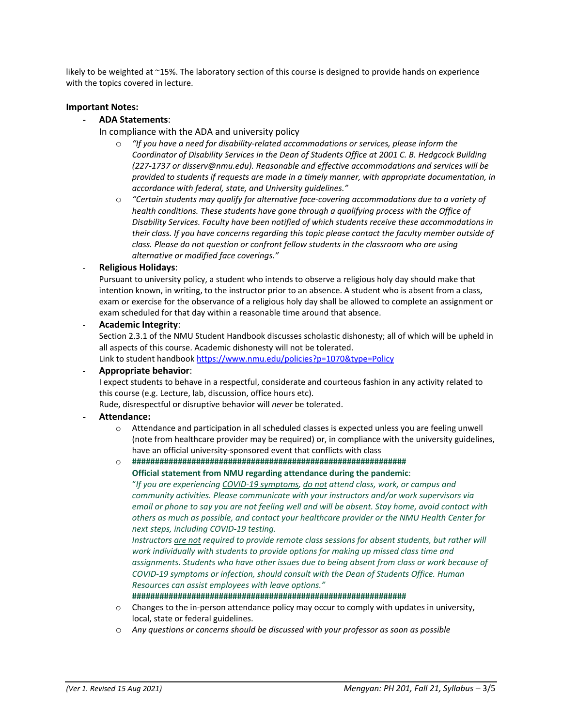likely to be weighted at ~15%. The laboratory section of this course is designed to provide hands on experience with the topics covered in lecture.

**Important Notes:**

- **ADA Statements**:
  In compliance with the ADA and university policy
  - *"If you have a need for disability-related accommodations or services, please inform the Coordinator of Disability Services in the Dean of Students Office at 2001 C. B. Hedgcock Building (227-1737 or disserv@nmu.edu). Reasonable and effective accommodations and services will be provided to students if requests are made in a timely manner, with appropriate documentation, in accordance with federal, state, and University guidelines."*
  - *"Certain students may qualify for alternative face-covering accommodations due to a variety of health conditions. These students have gone through a qualifying process with the Office of Disability Services. Faculty have been notified of which students receive these accommodations in their class. If you have concerns regarding this topic please contact the faculty member outside of class. Please do not question or confront fellow students in the classroom who are using alternative or modified face coverings."*
- **Religious Holidays**:
  Pursuant to university policy, a student who intends to observe a religious holy day should make that intention known, in writing, to the instructor prior to an absence. A student who is absent from a class, exam or exercise for the observance of a religious holy day shall be allowed to complete an assignment or exam scheduled for that day within a reasonable time around that absence.
- **Academic Integrity**:
  Section 2.3.1 of the NMU Student Handbook discusses scholastic dishonesty; all of which will be upheld in all aspects of this course. Academic dishonesty will not be tolerated.
  Link to student handbook https://www.nmu.edu/policies?p=1070&type=Policy
- **Appropriate behavior**:
  I expect students to behave in a respectful, considerate and courteous fashion in any activity related to this course (e.g. Lecture, lab, discussion, office hours etc).
  Rude, disrespectful or disruptive behavior will *never* be tolerated.
- **Attendance:**
  - Attendance and participation in all scheduled classes is expected unless you are feeling unwell (note from healthcare provider may be required) or, in compliance with the university guidelines, have an official university-sponsored event that conflicts with class
  - **################################################################**
    **Official statement from NMU regarding attendance during the pandemic**:
    "*If you are experiencing COVID-19 symptoms, do not attend class, work, or campus and community activities. Please communicate with your instructors and/or work supervisors via email or phone to say you are not feeling well and will be absent. Stay home, avoid contact with others as much as possible, and contact your healthcare provider or the NMU Health Center for next steps, including COVID-19 testing.*
    *Instructors are not required to provide remote class sessions for absent students, but rather will work individually with students to provide options for making up missed class time and assignments. Students who have other issues due to being absent from class or work because of COVID-19 symptoms or infection, should consult with the Dean of Students Office. Human Resources can assist employees with leave options."*
    **################################################################**
  - Changes to the in-person attendance policy may occur to comply with updates in university, local, state or federal guidelines.
  - *Any questions or concerns should be discussed with your professor as soon as possible*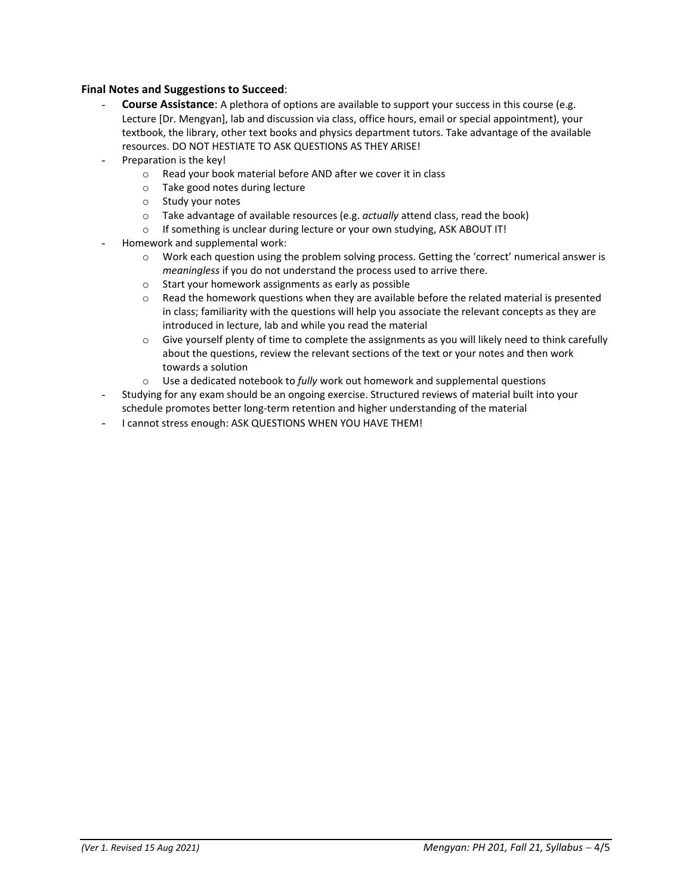**Final Notes and Suggestions to Succeed**:

- **Course Assistance**: A plethora of options are available to support your success in this course (e.g. Lecture [Dr. Mengyan], lab and discussion via class, office hours, email or special appointment), your textbook, the library, other text books and physics department tutors. Take advantage of the available resources. DO NOT HESTIATE TO ASK QUESTIONS AS THEY ARISE!
- Preparation is the key!
  - Read your book material before AND after we cover it in class
  - Take good notes during lecture
  - Study your notes
  - Take advantage of available resources (e.g. *actually* attend class, read the book)
  - If something is unclear during lecture or your own studying, ASK ABOUT IT!
- Homework and supplemental work:
  - Work each question using the problem solving process. Getting the 'correct' numerical answer is *meaningless* if you do not understand the process used to arrive there.
  - Start your homework assignments as early as possible
  - Read the homework questions when they are available before the related material is presented in class; familiarity with the questions will help you associate the relevant concepts as they are introduced in lecture, lab and while you read the material
  - Give yourself plenty of time to complete the assignments as you will likely need to think carefully about the questions, review the relevant sections of the text or your notes and then work towards a solution
  - Use a dedicated notebook to *fully* work out homework and supplemental questions
- Studying for any exam should be an ongoing exercise. Structured reviews of material built into your schedule promotes better long-term retention and higher understanding of the material
- I cannot stress enough: ASK QUESTIONS WHEN YOU HAVE THEM!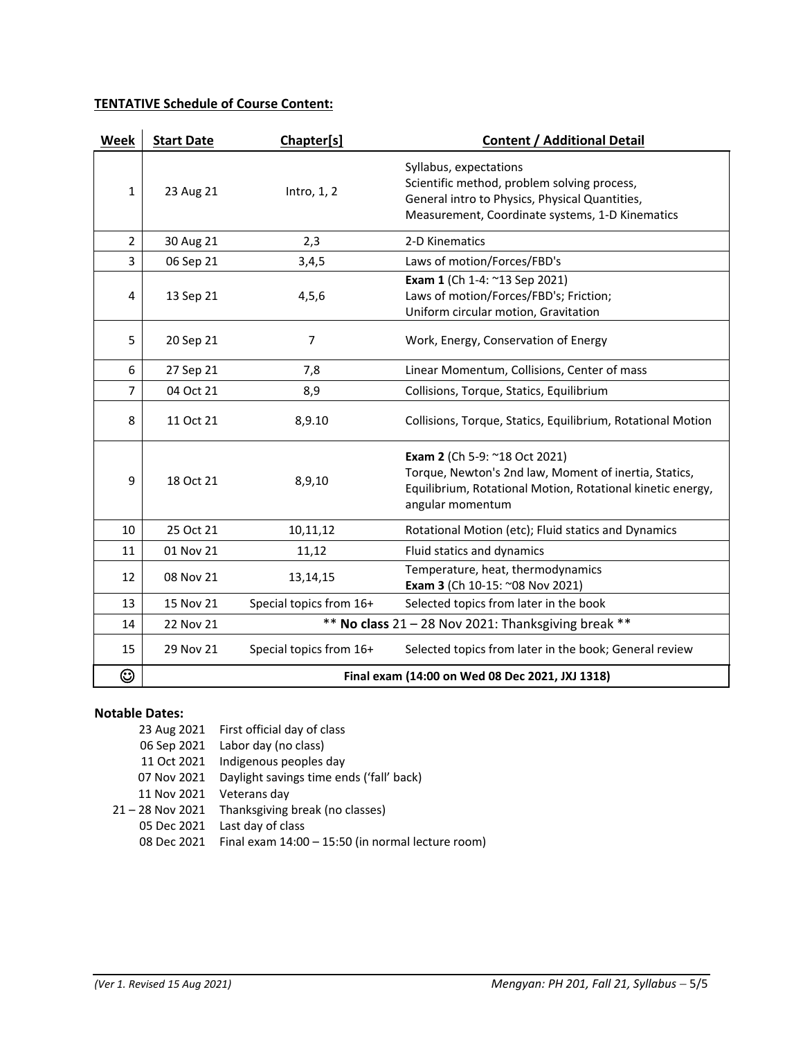**TENTATIVE Schedule of Course Content:**

| Week | Start Date | Chapter[s] | Content / Additional Detail |
| --- | --- | --- | --- |
| 1 | 23 Aug 21 | Intro, 1, 2 | Syllabus, expectations<br>Scientific method, problem solving process,<br>General intro to Physics, Physical Quantities,<br>Measurement, Coordinate systems, 1-D Kinematics |
| 2 | 30 Aug 21 | 2,3 | 2-D Kinematics |
| 3 | 06 Sep 21 | 3,4,5 | Laws of motion/Forces/FBD's |
| 4 | 13 Sep 21 | 4,5,6 | **Exam 1** (Ch 1-4: ~13 Sep 2021)<br>Laws of motion/Forces/FBD's; Friction;<br>Uniform circular motion, Gravitation |
| 5 | 20 Sep 21 | 7 | Work, Energy, Conservation of Energy |
| 6 | 27 Sep 21 | 7,8 | Linear Momentum, Collisions, Center of mass |
| 7 | 04 Oct 21 | 8,9 | Collisions, Torque, Statics, Equilibrium |
| 8 | 11 Oct 21 | 8,9.10 | Collisions, Torque, Statics, Equilibrium, Rotational Motion |
| 9 | 18 Oct 21 | 8,9,10 | **Exam 2** (Ch 5-9: ~18 Oct 2021)<br>Torque, Newton's 2nd law, Moment of inertia, Statics,<br>Equilibrium, Rotational Motion, Rotational kinetic energy,<br>angular momentum |
| 10 | 25 Oct 21 | 10,11,12 | Rotational Motion (etc); Fluid statics and Dynamics |
| 11 | 01 Nov 21 | 11,12 | Fluid statics and dynamics |
| 12 | 08 Nov 21 | 13,14,15 | Temperature, heat, thermodynamics<br>**Exam 3** (Ch 10-15: ~08 Nov 2021) |
| 13 | 15 Nov 21 | Special topics from 16+ | Selected topics from later in the book |
| 14 | 22 Nov 21 | ** **No class** 21 – 28 Nov 2021: Thanksgiving break ** | |
| 15 | 29 Nov 21 | Special topics from 16+ | Selected topics from later in the book; General review |
| ☺ | **Final exam (14:00 on Wed 08 Dec 2021, JXJ 1318)** | | |

**Notable Dates:**

- 23 Aug 2021 First official day of class
- 06 Sep 2021 Labor day (no class)
- 11 Oct 2021 Indigenous peoples day
- 07 Nov 2021 Daylight savings time ends ('fall' back)
- 11 Nov 2021 Veterans day
- 21 – 28 Nov 2021 Thanksgiving break (no classes)
- 05 Dec 2021 Last day of class
- 08 Dec 2021 Final exam 14:00 – 15:50 (in normal lecture room)

*(Ver 1. Revised 15 Aug 2021)*